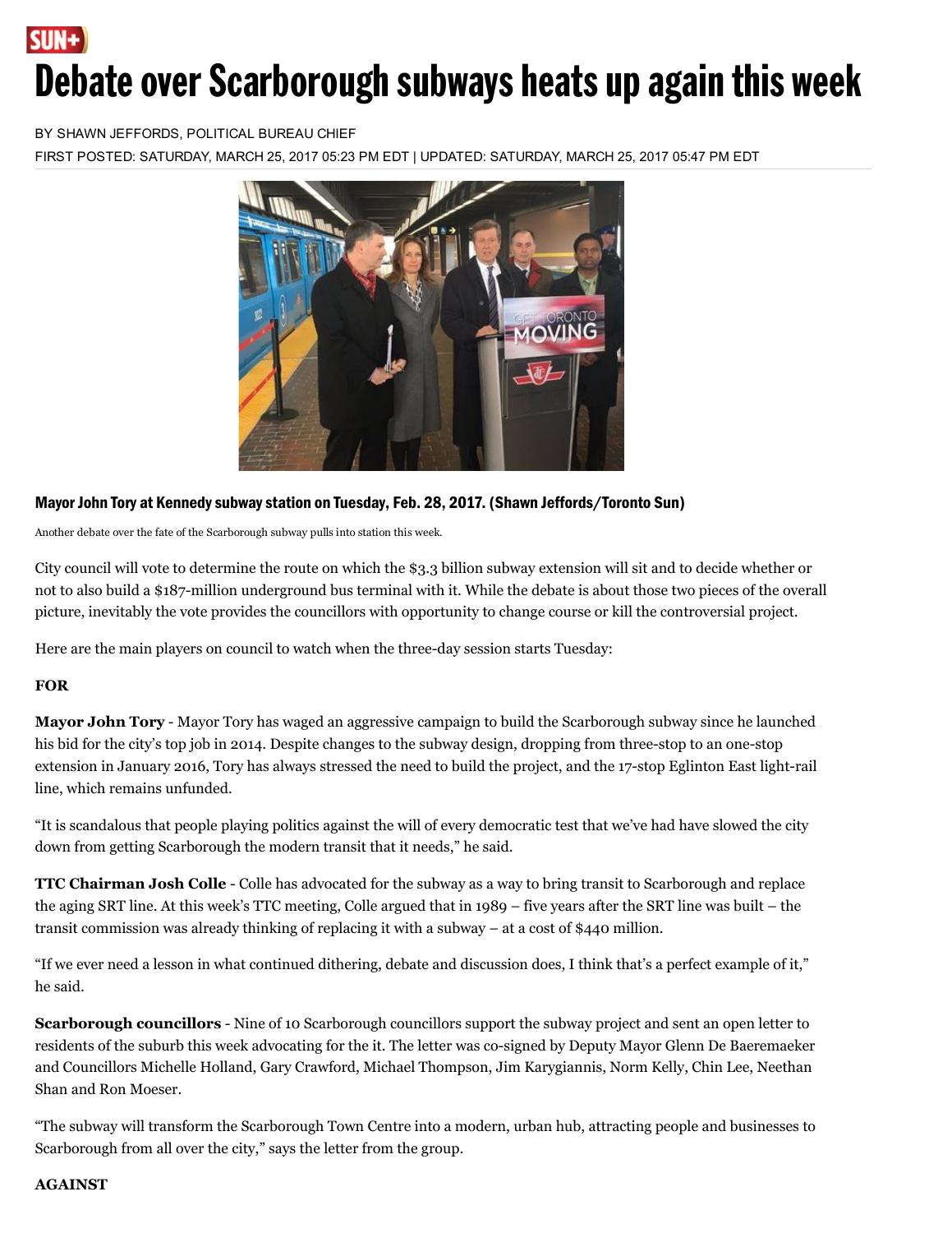SUN+

# Debate over Scarborough subways heats up again this week

BY SHAWN JEFFORDS, POLITICAL BUREAU CHIEF

FIRST POSTED: SATURDAY, MARCH 25, 2017 05:23 PM EDT | UPDATED: SATURDAY, MARCH 25, 2017 05:47 PM EDT

**Mayor John Tory at Kennedy subway station on Tuesday, Feb. 28, 2017. (Shawn Jeffords/Toronto Sun)**

Another debate over the fate of the Scarborough subway pulls into station this week.

City council will vote to determine the route on which the $3.3 billion subway extension will sit and to decide whether or not to also build a $187-million underground bus terminal with it. While the debate is about those two pieces of the overall picture, inevitably the vote provides the councillors with opportunity to change course or kill the controversial project.

Here are the main players on council to watch when the three-day session starts Tuesday:

**FOR**

**Mayor John Tory** - Mayor Tory has waged an aggressive campaign to build the Scarborough subway since he launched his bid for the city's top job in 2014. Despite changes to the subway design, dropping from three-stop to an one-stop extension in January 2016, Tory has always stressed the need to build the project, and the 17-stop Eglinton East light-rail line, which remains unfunded.

"It is scandalous that people playing politics against the will of every democratic test that we've had have slowed the city down from getting Scarborough the modern transit that it needs," he said.

**TTC Chairman Josh Colle** - Colle has advocated for the subway as a way to bring transit to Scarborough and replace the aging SRT line. At this week's TTC meeting, Colle argued that in 1989 – five years after the SRT line was built – the transit commission was already thinking of replacing it with a subway – at a cost of $440 million.

"If we ever need a lesson in what continued dithering, debate and discussion does, I think that's a perfect example of it," he said.

**Scarborough councillors** - Nine of 10 Scarborough councillors support the subway project and sent an open letter to residents of the suburb this week advocating for the it. The letter was co-signed by Deputy Mayor Glenn De Baeremaeker and Councillors Michelle Holland, Gary Crawford, Michael Thompson, Jim Karygiannis, Norm Kelly, Chin Lee, Neethan Shan and Ron Moeser.

"The subway will transform the Scarborough Town Centre into a modern, urban hub, attracting people and businesses to Scarborough from all over the city," says the letter from the group.

**AGAINST**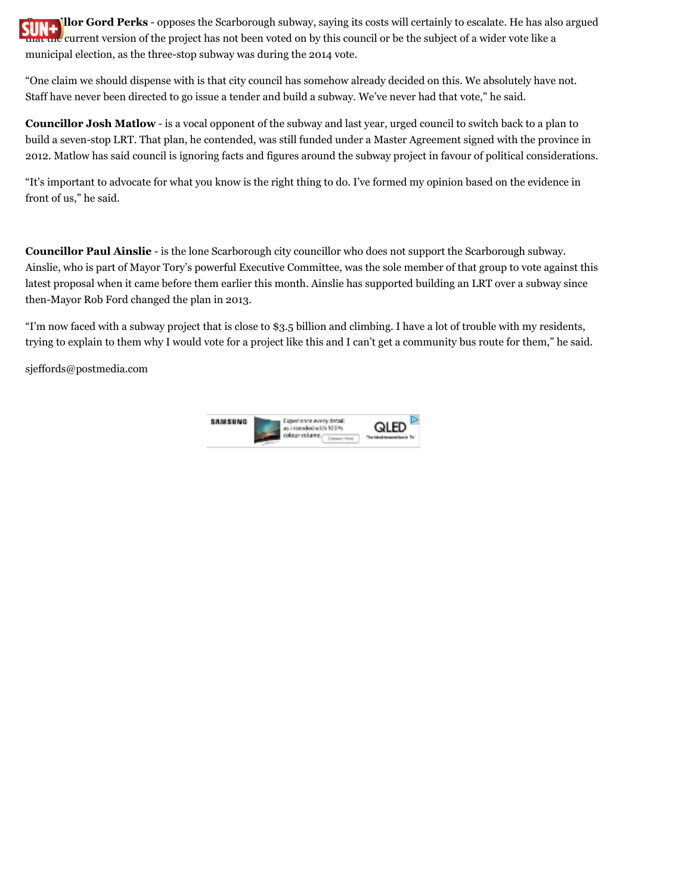**Councillor Gord Perks** - opposes the Scarborough subway, saying its costs will certainly to escalate. He has also argued that the current version of the project has not been voted on by this council or be the subject of a wider vote like a municipal election, as the three-stop subway was during the 2014 vote.

"One claim we should dispense with is that city council has somehow already decided on this. We absolutely have not. Staff have never been directed to go issue a tender and build a subway. We've never had that vote," he said.

**Councillor Josh Matlow** - is a vocal opponent of the subway and last year, urged council to switch back to a plan to build a seven-stop LRT. That plan, he contended, was still funded under a Master Agreement signed with the province in 2012. Matlow has said council is ignoring facts and figures around the subway project in favour of political considerations.

"It's important to advocate for what you know is the right thing to do. I've formed my opinion based on the evidence in front of us," he said.

**Councillor Paul Ainslie** - is the lone Scarborough city councillor who does not support the Scarborough subway. Ainslie, who is part of Mayor Tory's powerful Executive Committee, was the sole member of that group to vote against this latest proposal when it came before them earlier this month. Ainslie has supported building an LRT over a subway since then-Mayor Rob Ford changed the plan in 2013.

"I'm now faced with a subway project that is close to $3.5 billion and climbing. I have a lot of trouble with my residents, trying to explain to them why I would vote for a project like this and I can't get a community bus route for them," he said.

sjeffords@postmedia.com